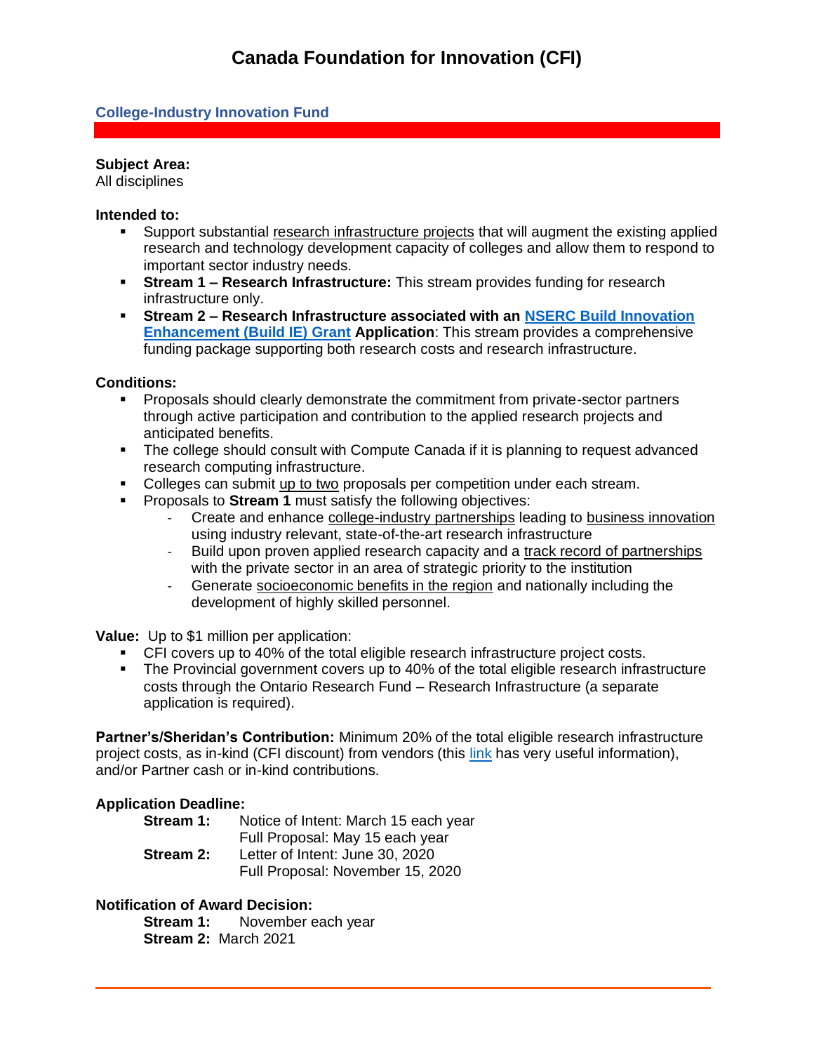# Canada Foundation for Innovation (CFI)

## College-Industry Innovation Fund

**Subject Area:**
All disciplines

**Intended to:**

- Support substantial research infrastructure projects that will augment the existing applied research and technology development capacity of colleges and allow them to respond to important sector industry needs.
- **Stream 1 – Research Infrastructure:** This stream provides funding for research infrastructure only.
- **Stream 2 – Research Infrastructure associated with an NSERC Build Innovation Enhancement (Build IE) Grant Application**: This stream provides a comprehensive funding package supporting both research costs and research infrastructure.

**Conditions:**

- Proposals should clearly demonstrate the commitment from private-sector partners through active participation and contribution to the applied research projects and anticipated benefits.
- The college should consult with Compute Canada if it is planning to request advanced research computing infrastructure.
- Colleges can submit up to two proposals per competition under each stream.
- Proposals to **Stream 1** must satisfy the following objectives:
  - Create and enhance college-industry partnerships leading to business innovation using industry relevant, state-of-the-art research infrastructure
  - Build upon proven applied research capacity and a track record of partnerships with the private sector in an area of strategic priority to the institution
  - Generate socioeconomic benefits in the region and nationally including the development of highly skilled personnel.

**Value:** Up to $1 million per application:

- CFI covers up to 40% of the total eligible research infrastructure project costs.
- The Provincial government covers up to 40% of the total eligible research infrastructure costs through the Ontario Research Fund – Research Infrastructure (a separate application is required).

**Partner's/Sheridan's Contribution:** Minimum 20% of the total eligible research infrastructure project costs, as in-kind (CFI discount) from vendors (this link has very useful information), and/or Partner cash or in-kind contributions.

**Application Deadline:**

**Stream 1:** Notice of Intent: March 15 each year
Full Proposal: May 15 each year

**Stream 2:** Letter of Intent: June 30, 2020
Full Proposal: November 15, 2020

**Notification of Award Decision:**

**Stream 1:** November each year

**Stream 2:** March 2021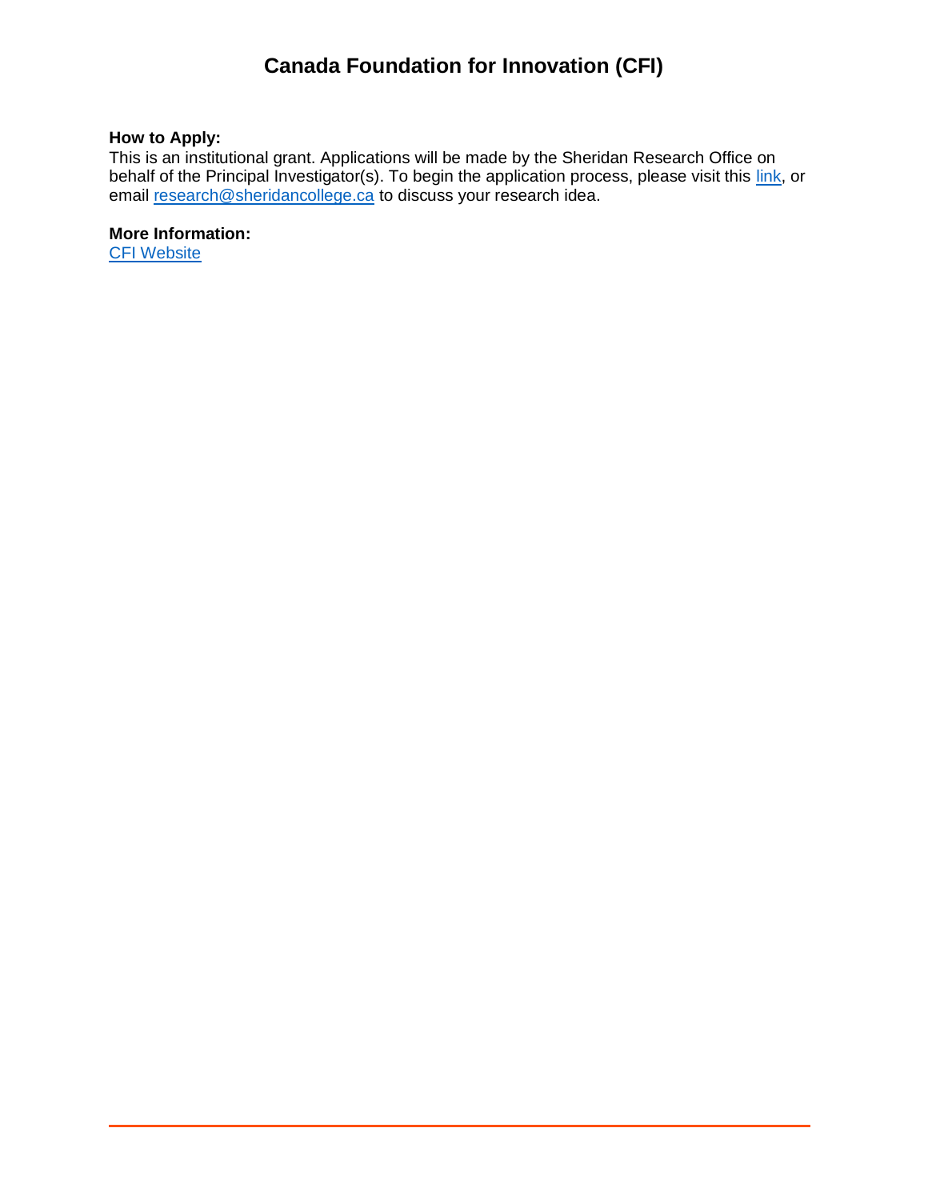# Canada Foundation for Innovation (CFI)

**How to Apply:**
This is an institutional grant. Applications will be made by the Sheridan Research Office on behalf of the Principal Investigator(s). To begin the application process, please visit this link, or email research@sheridancollege.ca to discuss your research idea.

**More Information:**
CFI Website